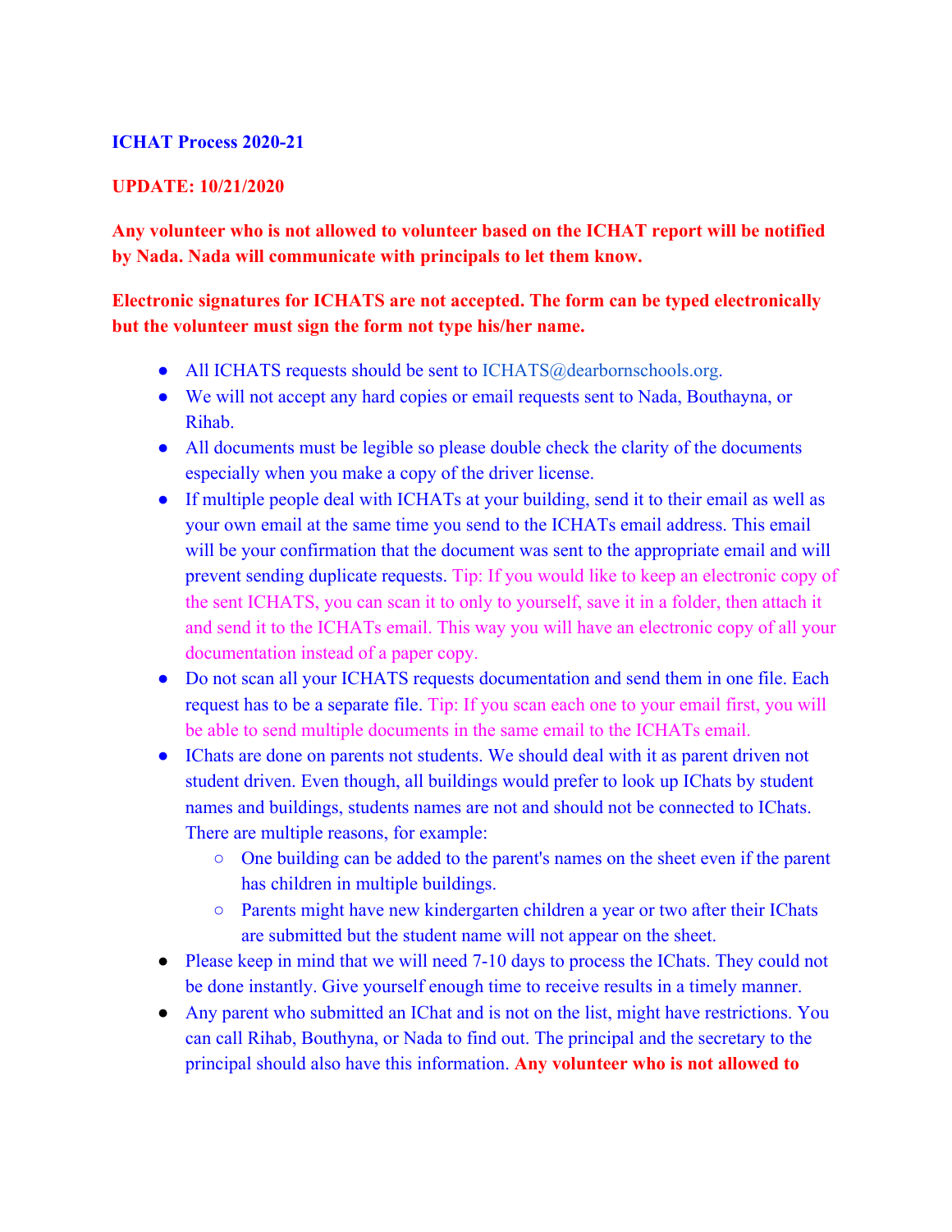**ICHAT Process 2020-21**

**UPDATE: 10/21/2020**

**Any volunteer who is not allowed to volunteer based on the ICHAT report will be notified by Nada. Nada will communicate with principals to let them know.**

**Electronic signatures for ICHATS are not accepted. The form can be typed electronically but the volunteer must sign the form not type his/her name.**

- All ICHATS requests should be sent to ICHATS@dearbornschools.org.
- We will not accept any hard copies or email requests sent to Nada, Bouthayna, or Rihab.
- All documents must be legible so please double check the clarity of the documents especially when you make a copy of the driver license.
- If multiple people deal with ICHATs at your building, send it to their email as well as your own email at the same time you send to the ICHATs email address. This email will be your confirmation that the document was sent to the appropriate email and will prevent sending duplicate requests. Tip: If you would like to keep an electronic copy of the sent ICHATS, you can scan it to only to yourself, save it in a folder, then attach it and send it to the ICHATs email. This way you will have an electronic copy of all your documentation instead of a paper copy.
- Do not scan all your ICHATS requests documentation and send them in one file. Each request has to be a separate file. Tip: If you scan each one to your email first, you will be able to send multiple documents in the same email to the ICHATs email.
- IChats are done on parents not students. We should deal with it as parent driven not student driven. Even though, all buildings would prefer to look up IChats by student names and buildings, students names are not and should not be connected to IChats. There are multiple reasons, for example:
  - One building can be added to the parent's names on the sheet even if the parent has children in multiple buildings.
  - Parents might have new kindergarten children a year or two after their IChats are submitted but the student name will not appear on the sheet.
- Please keep in mind that we will need 7-10 days to process the IChats. They could not be done instantly. Give yourself enough time to receive results in a timely manner.
- Any parent who submitted an IChat and is not on the list, might have restrictions. You can call Rihab, Bouthyna, or Nada to find out. The principal and the secretary to the principal should also have this information. **Any volunteer who is not allowed to**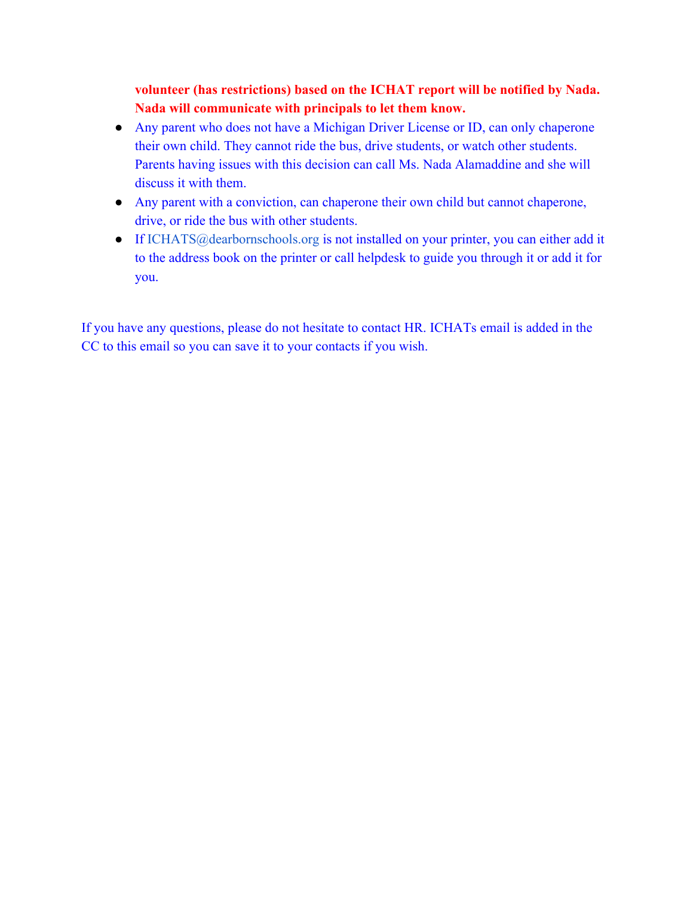**volunteer (has restrictions) based on the ICHAT report will be notified by Nada. Nada will communicate with principals to let them know.**

- Any parent who does not have a Michigan Driver License or ID, can only chaperone their own child. They cannot ride the bus, drive students, or watch other students. Parents having issues with this decision can call Ms. Nada Alamaddine and she will discuss it with them.
- Any parent with a conviction, can chaperone their own child but cannot chaperone, drive, or ride the bus with other students.
- If ICHATS@dearbornschools.org is not installed on your printer, you can either add it to the address book on the printer or call helpdesk to guide you through it or add it for you.

If you have any questions, please do not hesitate to contact HR. ICHATs email is added in the CC to this email so you can save it to your contacts if you wish.